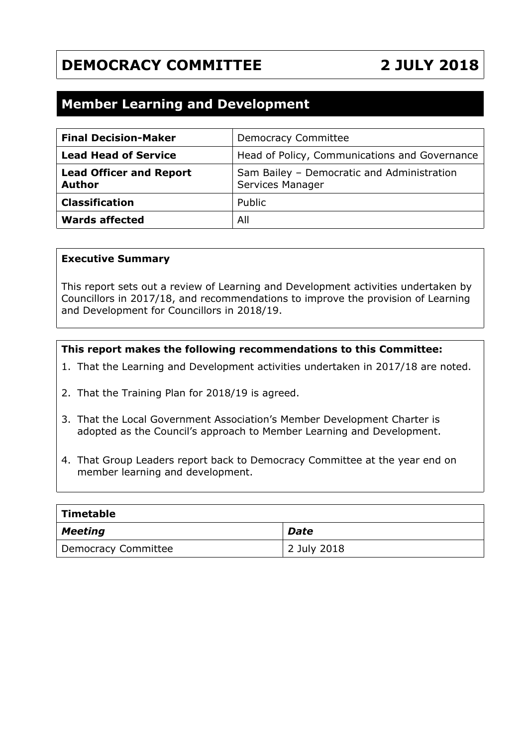# DEMOCRACY COMMITTEE 2 JULY 2018

## Member Learning and Development

| | |
|---|---|
| **Final Decision-Maker** | Democracy Committee |
| **Lead Head of Service** | Head of Policy, Communications and Governance |
| **Lead Officer and Report Author** | Sam Bailey – Democratic and Administration Services Manager |
| **Classification** | Public |
| **Wards affected** | All |

**Executive Summary**

This report sets out a review of Learning and Development activities undertaken by Councillors in 2017/18, and recommendations to improve the provision of Learning and Development for Councillors in 2018/19.

**This report makes the following recommendations to this Committee:**

1. That the Learning and Development activities undertaken in 2017/18 are noted.
2. That the Training Plan for 2018/19 is agreed.
3. That the Local Government Association's Member Development Charter is adopted as the Council's approach to Member Learning and Development.
4. That Group Leaders report back to Democracy Committee at the year end on member learning and development.

| **Timetable** | |
|---|---|
| ***Meeting*** | ***Date*** |
| Democracy Committee | 2 July 2018 |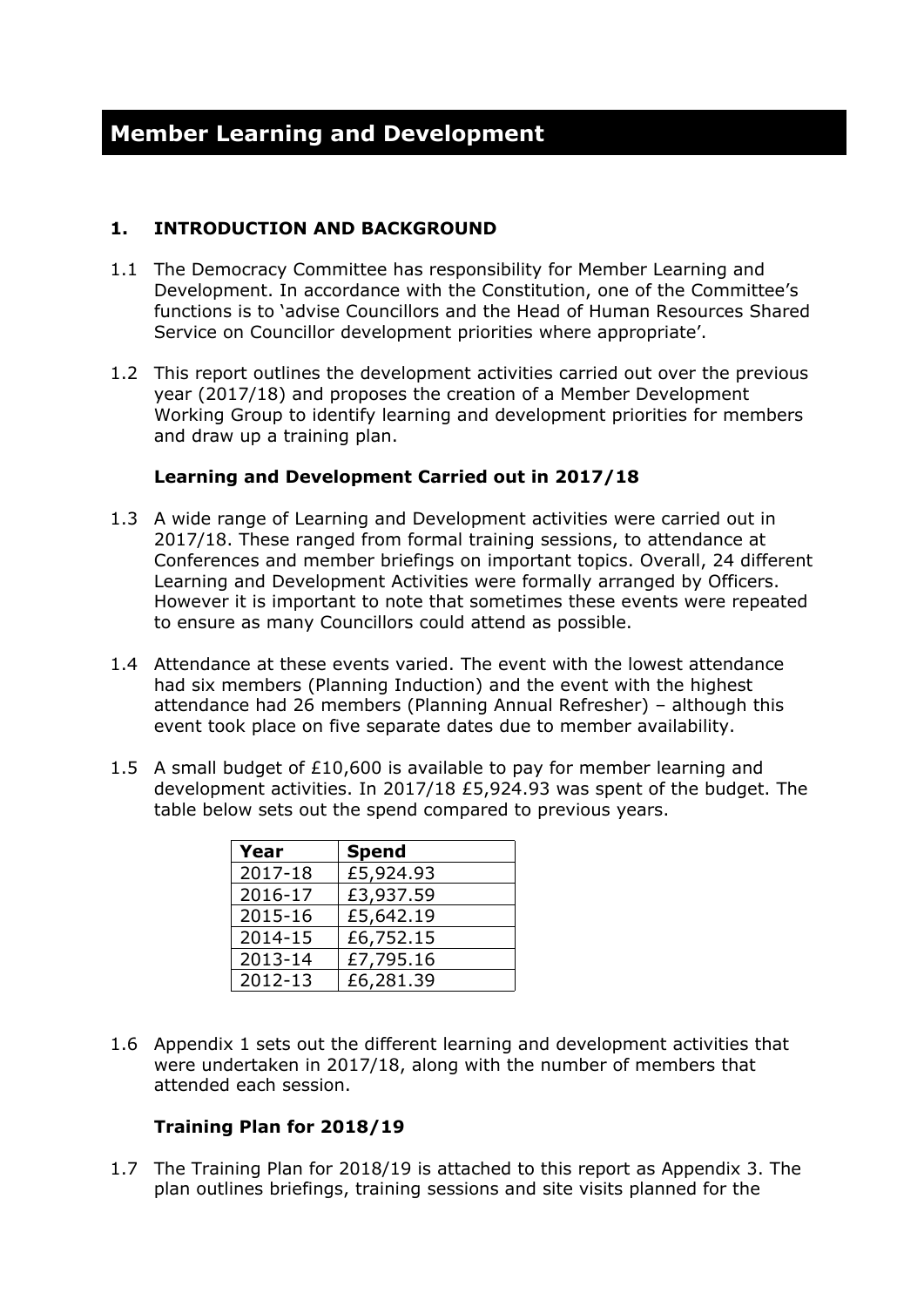# Member Learning and Development

## 1. INTRODUCTION AND BACKGROUND

1.1 The Democracy Committee has responsibility for Member Learning and Development. In accordance with the Constitution, one of the Committee's functions is to 'advise Councillors and the Head of Human Resources Shared Service on Councillor development priorities where appropriate'.

1.2 This report outlines the development activities carried out over the previous year (2017/18) and proposes the creation of a Member Development Working Group to identify learning and development priorities for members and draw up a training plan.

### Learning and Development Carried out in 2017/18

1.3 A wide range of Learning and Development activities were carried out in 2017/18. These ranged from formal training sessions, to attendance at Conferences and member briefings on important topics. Overall, 24 different Learning and Development Activities were formally arranged by Officers. However it is important to note that sometimes these events were repeated to ensure as many Councillors could attend as possible.

1.4 Attendance at these events varied. The event with the lowest attendance had six members (Planning Induction) and the event with the highest attendance had 26 members (Planning Annual Refresher) – although this event took place on five separate dates due to member availability.

1.5 A small budget of £10,600 is available to pay for member learning and development activities. In 2017/18 £5,924.93 was spent of the budget. The table below sets out the spend compared to previous years.

| Year | Spend |
|---|---|
| 2017-18 | £5,924.93 |
| 2016-17 | £3,937.59 |
| 2015-16 | £5,642.19 |
| 2014-15 | £6,752.15 |
| 2013-14 | £7,795.16 |
| 2012-13 | £6,281.39 |

1.6 Appendix 1 sets out the different learning and development activities that were undertaken in 2017/18, along with the number of members that attended each session.

### Training Plan for 2018/19

1.7 The Training Plan for 2018/19 is attached to this report as Appendix 3. The plan outlines briefings, training sessions and site visits planned for the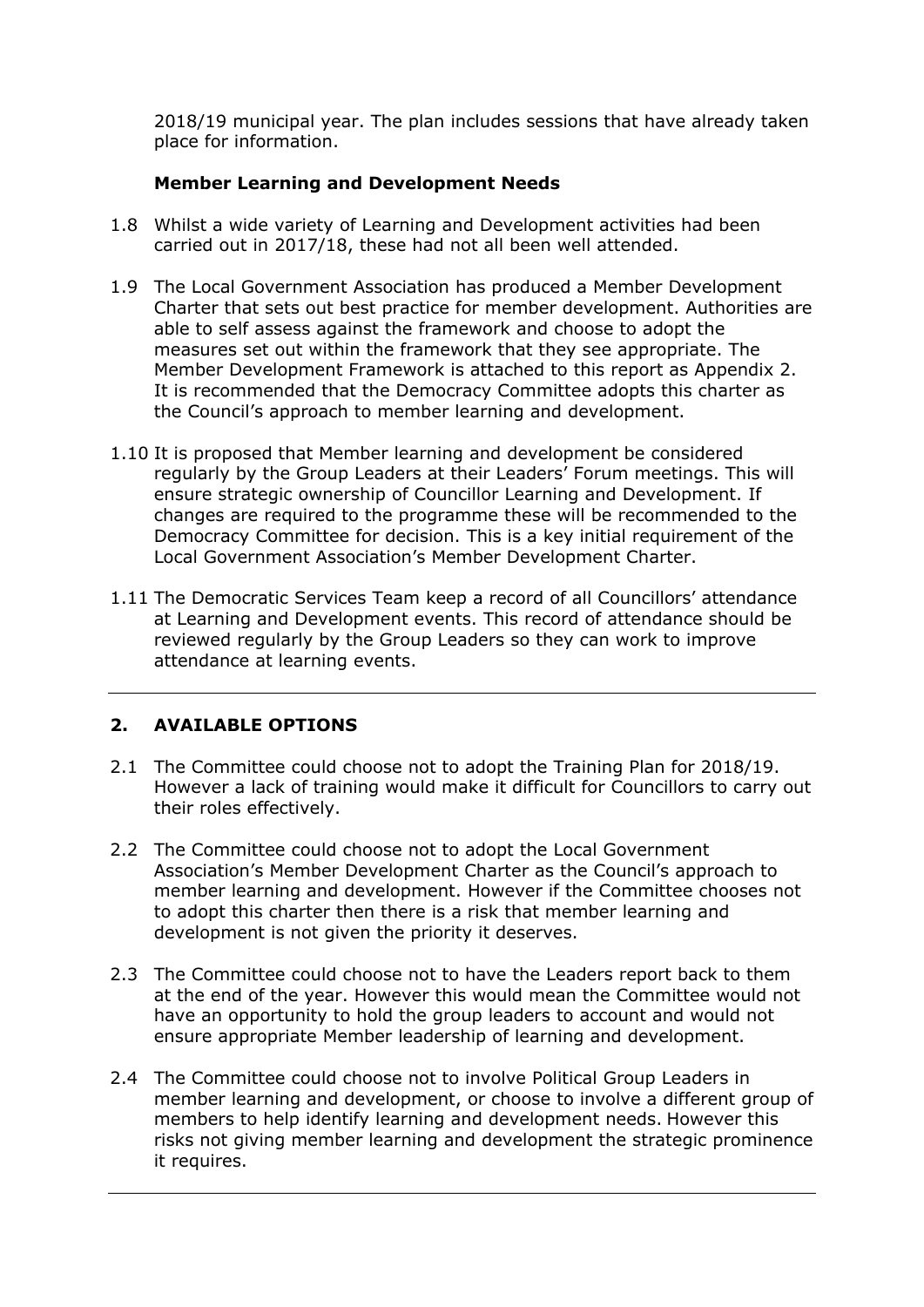2018/19 municipal year. The plan includes sessions that have already taken place for information.

**Member Learning and Development Needs**

1.8 Whilst a wide variety of Learning and Development activities had been carried out in 2017/18, these had not all been well attended.

1.9 The Local Government Association has produced a Member Development Charter that sets out best practice for member development. Authorities are able to self assess against the framework and choose to adopt the measures set out within the framework that they see appropriate. The Member Development Framework is attached to this report as Appendix 2. It is recommended that the Democracy Committee adopts this charter as the Council's approach to member learning and development.

1.10 It is proposed that Member learning and development be considered regularly by the Group Leaders at their Leaders' Forum meetings. This will ensure strategic ownership of Councillor Learning and Development. If changes are required to the programme these will be recommended to the Democracy Committee for decision. This is a key initial requirement of the Local Government Association's Member Development Charter.

1.11 The Democratic Services Team keep a record of all Councillors' attendance at Learning and Development events. This record of attendance should be reviewed regularly by the Group Leaders so they can work to improve attendance at learning events.

---

## 2. AVAILABLE OPTIONS

2.1 The Committee could choose not to adopt the Training Plan for 2018/19. However a lack of training would make it difficult for Councillors to carry out their roles effectively.

2.2 The Committee could choose not to adopt the Local Government Association's Member Development Charter as the Council's approach to member learning and development. However if the Committee chooses not to adopt this charter then there is a risk that member learning and development is not given the priority it deserves.

2.3 The Committee could choose not to have the Leaders report back to them at the end of the year. However this would mean the Committee would not have an opportunity to hold the group leaders to account and would not ensure appropriate Member leadership of learning and development.

2.4 The Committee could choose not to involve Political Group Leaders in member learning and development, or choose to involve a different group of members to help identify learning and development needs. However this risks not giving member learning and development the strategic prominence it requires.

---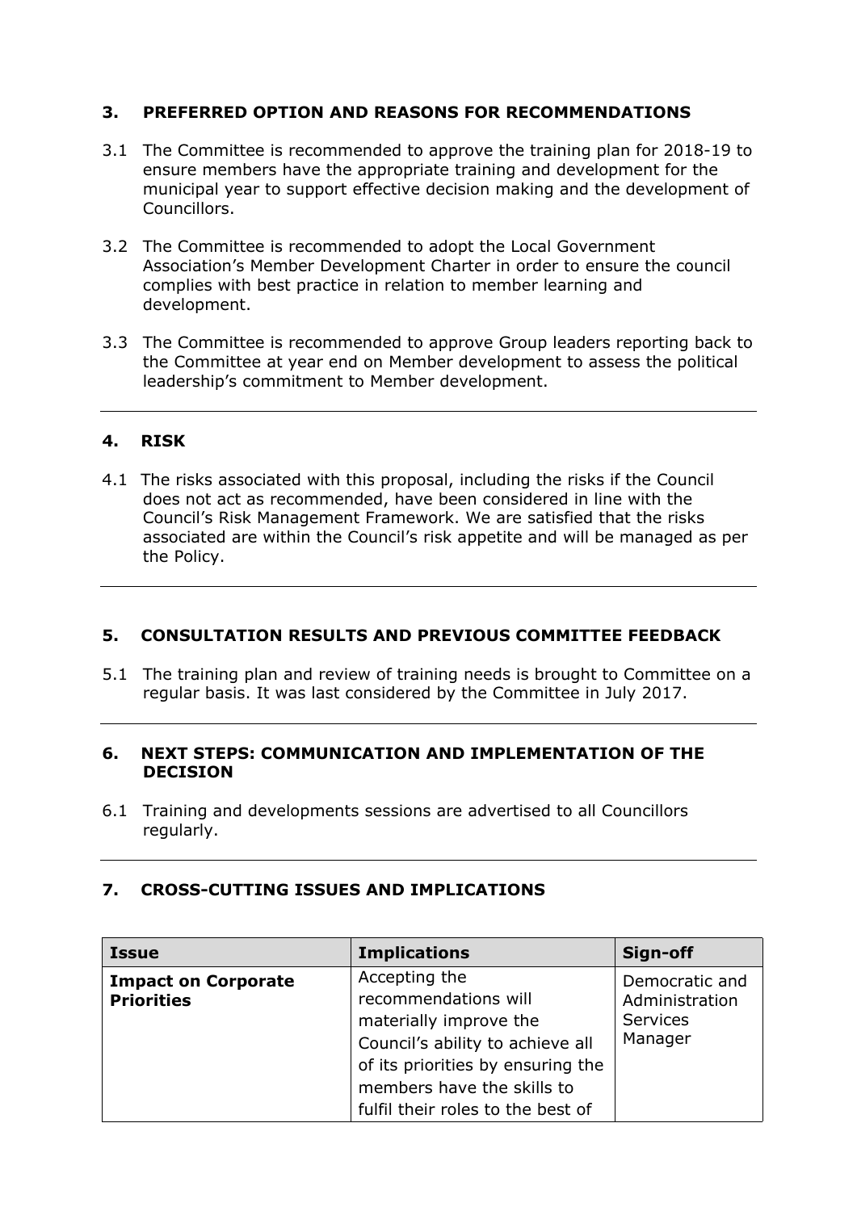## 3. PREFERRED OPTION AND REASONS FOR RECOMMENDATIONS

3.1 The Committee is recommended to approve the training plan for 2018-19 to ensure members have the appropriate training and development for the municipal year to support effective decision making and the development of Councillors.

3.2 The Committee is recommended to adopt the Local Government Association's Member Development Charter in order to ensure the council complies with best practice in relation to member learning and development.

3.3 The Committee is recommended to approve Group leaders reporting back to the Committee at year end on Member development to assess the political leadership's commitment to Member development.

## 4. RISK

4.1 The risks associated with this proposal, including the risks if the Council does not act as recommended, have been considered in line with the Council's Risk Management Framework. We are satisfied that the risks associated are within the Council's risk appetite and will be managed as per the Policy.

## 5. CONSULTATION RESULTS AND PREVIOUS COMMITTEE FEEDBACK

5.1 The training plan and review of training needs is brought to Committee on a regular basis. It was last considered by the Committee in July 2017.

## 6. NEXT STEPS: COMMUNICATION AND IMPLEMENTATION OF THE DECISION

6.1 Training and developments sessions are advertised to all Councillors regularly.

## 7. CROSS-CUTTING ISSUES AND IMPLICATIONS

| Issue | Implications | Sign-off |
|---|---|---|
| **Impact on Corporate Priorities** | Accepting the recommendations will materially improve the Council's ability to achieve all of its priorities by ensuring the members have the skills to fulfil their roles to the best of | Democratic and Administration Services Manager |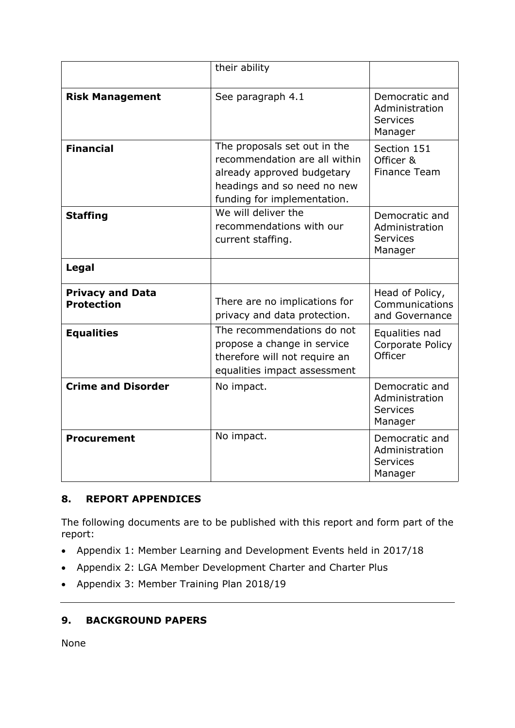| | | |
|---|---|---|
| | their ability | |
| **Risk Management** | See paragraph 4.1 | Democratic and Administration Services Manager |
| **Financial** | The proposals set out in the recommendation are all within already approved budgetary headings and so need no new funding for implementation. | Section 151 Officer & Finance Team |
| **Staffing** | We will deliver the recommendations with our current staffing. | Democratic and Administration Services Manager |
| **Legal** | | |
| **Privacy and Data Protection** | There are no implications for privacy and data protection. | Head of Policy, Communications and Governance |
| **Equalities** | The recommendations do not propose a change in service therefore will not require an equalities impact assessment | Equalities nad Corporate Policy Officer |
| **Crime and Disorder** | No impact. | Democratic and Administration Services Manager |
| **Procurement** | No impact. | Democratic and Administration Services Manager |

## 8. REPORT APPENDICES

The following documents are to be published with this report and form part of the report:

- Appendix 1: Member Learning and Development Events held in 2017/18
- Appendix 2: LGA Member Development Charter and Charter Plus
- Appendix 3: Member Training Plan 2018/19

---

## 9. BACKGROUND PAPERS

None